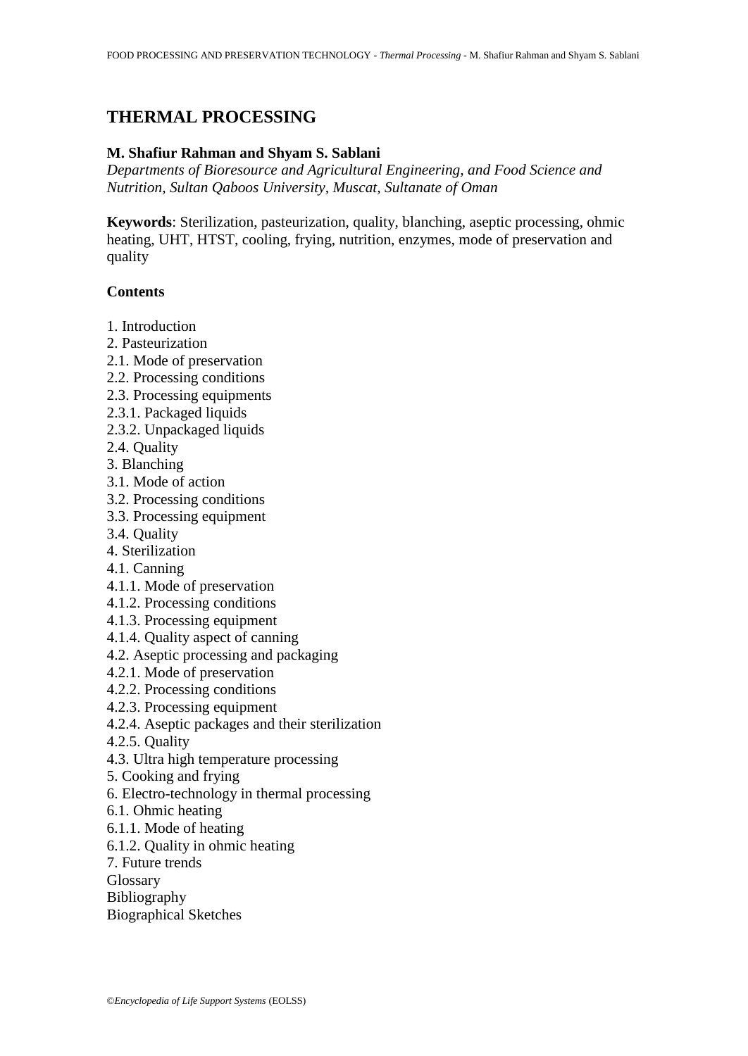# THERMAL PROCESSING

**M. Shafiur Rahman and Shyam S. Sablani**

*Departments of Bioresource and Agricultural Engineering, and Food Science and Nutrition, Sultan Qaboos University, Muscat, Sultanate of Oman*

**Keywords**: Sterilization, pasteurization, quality, blanching, aseptic processing, ohmic heating, UHT, HTST, cooling, frying, nutrition, enzymes, mode of preservation and quality

**Contents**

1. Introduction
2. Pasteurization
2.1. Mode of preservation
2.2. Processing conditions
2.3. Processing equipments
2.3.1. Packaged liquids
2.3.2. Unpackaged liquids
2.4. Quality
3. Blanching
3.1. Mode of action
3.2. Processing conditions
3.3. Processing equipment
3.4. Quality
4. Sterilization
4.1. Canning
4.1.1. Mode of preservation
4.1.2. Processing conditions
4.1.3. Processing equipment
4.1.4. Quality aspect of canning
4.2. Aseptic processing and packaging
4.2.1. Mode of preservation
4.2.2. Processing conditions
4.2.3. Processing equipment
4.2.4. Aseptic packages and their sterilization
4.2.5. Quality
4.3. Ultra high temperature processing
5. Cooking and frying
6. Electro-technology in thermal processing
6.1. Ohmic heating
6.1.1. Mode of heating
6.1.2. Quality in ohmic heating
7. Future trends

Glossary

Bibliography

Biographical Sketches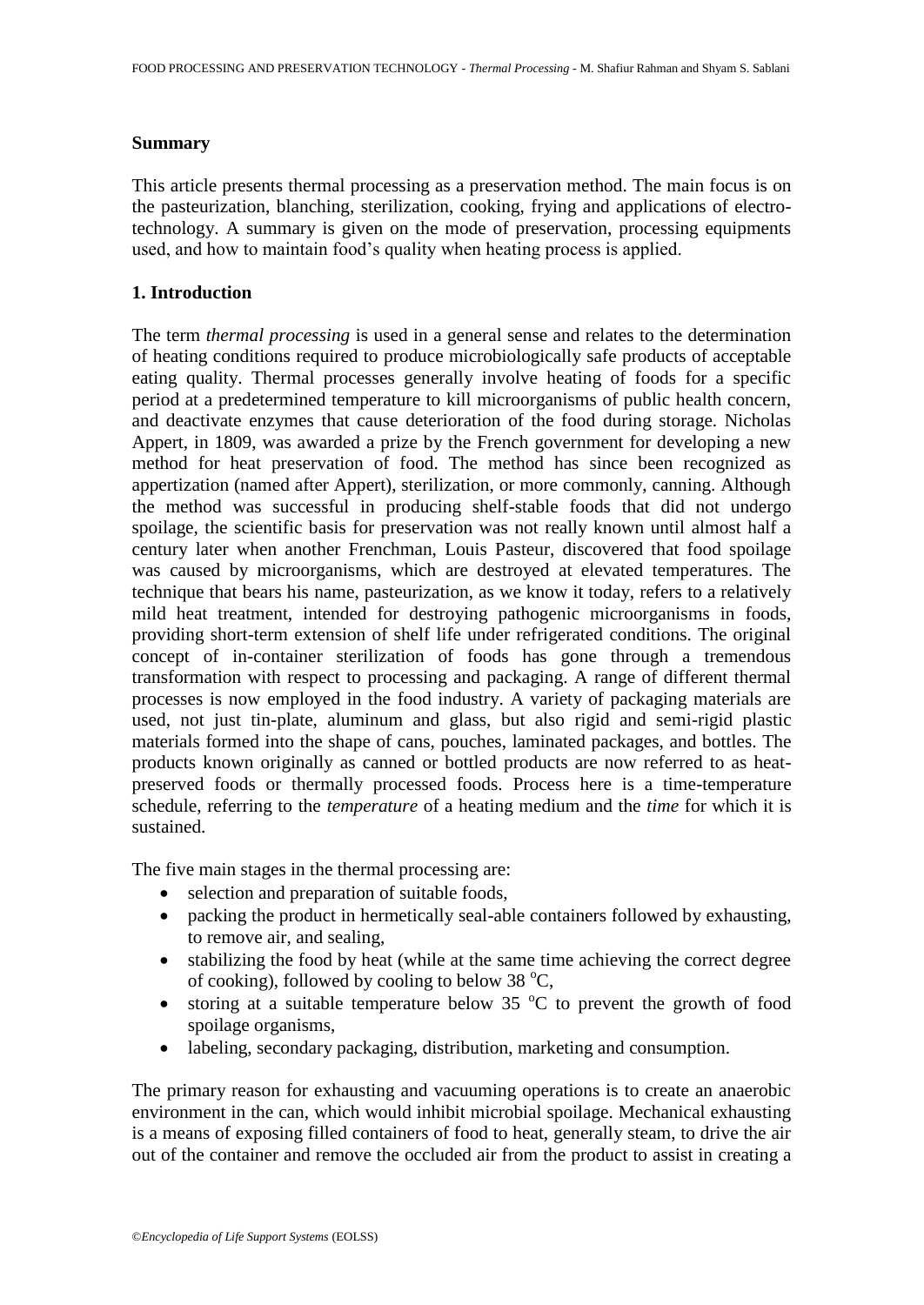## Summary

This article presents thermal processing as a preservation method. The main focus is on the pasteurization, blanching, sterilization, cooking, frying and applications of electro-technology. A summary is given on the mode of preservation, processing equipments used, and how to maintain food's quality when heating process is applied.

## 1. Introduction

The term *thermal processing* is used in a general sense and relates to the determination of heating conditions required to produce microbiologically safe products of acceptable eating quality. Thermal processes generally involve heating of foods for a specific period at a predetermined temperature to kill microorganisms of public health concern, and deactivate enzymes that cause deterioration of the food during storage. Nicholas Appert, in 1809, was awarded a prize by the French government for developing a new method for heat preservation of food. The method has since been recognized as appertization (named after Appert), sterilization, or more commonly, canning. Although the method was successful in producing shelf-stable foods that did not undergo spoilage, the scientific basis for preservation was not really known until almost half a century later when another Frenchman, Louis Pasteur, discovered that food spoilage was caused by microorganisms, which are destroyed at elevated temperatures. The technique that bears his name, pasteurization, as we know it today, refers to a relatively mild heat treatment, intended for destroying pathogenic microorganisms in foods, providing short-term extension of shelf life under refrigerated conditions. The original concept of in-container sterilization of foods has gone through a tremendous transformation with respect to processing and packaging. A range of different thermal processes is now employed in the food industry. A variety of packaging materials are used, not just tin-plate, aluminum and glass, but also rigid and semi-rigid plastic materials formed into the shape of cans, pouches, laminated packages, and bottles. The products known originally as canned or bottled products are now referred to as heat-preserved foods or thermally processed foods. Process here is a time-temperature schedule, referring to the *temperature* of a heating medium and the *time* for which it is sustained.

The five main stages in the thermal processing are:

- selection and preparation of suitable foods,
- packing the product in hermetically seal-able containers followed by exhausting, to remove air, and sealing,
- stabilizing the food by heat (while at the same time achieving the correct degree of cooking), followed by cooling to below 38 $^{o}$C,
- storing at a suitable temperature below 35 $^{o}$C to prevent the growth of food spoilage organisms,
- labeling, secondary packaging, distribution, marketing and consumption.

The primary reason for exhausting and vacuuming operations is to create an anaerobic environment in the can, which would inhibit microbial spoilage. Mechanical exhausting is a means of exposing filled containers of food to heat, generally steam, to drive the air out of the container and remove the occluded air from the product to assist in creating a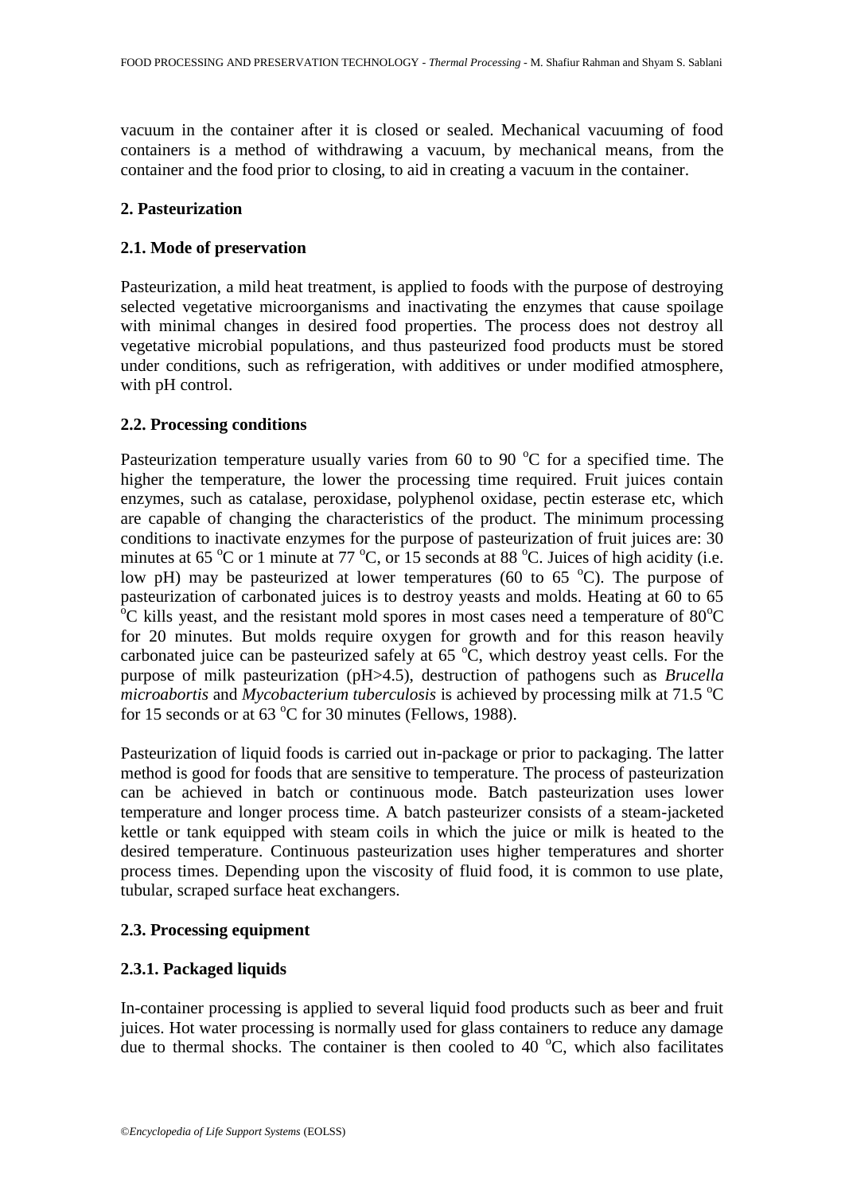vacuum in the container after it is closed or sealed. Mechanical vacuuming of food containers is a method of withdrawing a vacuum, by mechanical means, from the container and the food prior to closing, to aid in creating a vacuum in the container.

## 2. Pasteurization

### 2.1. Mode of preservation

Pasteurization, a mild heat treatment, is applied to foods with the purpose of destroying selected vegetative microorganisms and inactivating the enzymes that cause spoilage with minimal changes in desired food properties. The process does not destroy all vegetative microbial populations, and thus pasteurized food products must be stored under conditions, such as refrigeration, with additives or under modified atmosphere, with pH control.

### 2.2. Processing conditions

Pasteurization temperature usually varies from 60 to 90 $^{o}$C for a specified time. The higher the temperature, the lower the processing time required. Fruit juices contain enzymes, such as catalase, peroxidase, polyphenol oxidase, pectin esterase etc, which are capable of changing the characteristics of the product. The minimum processing conditions to inactivate enzymes for the purpose of pasteurization of fruit juices are: 30 minutes at 65 $^{o}$C or 1 minute at 77 $^{o}$C, or 15 seconds at 88 $^{o}$C. Juices of high acidity (i.e. low pH) may be pasteurized at lower temperatures (60 to 65 $^{o}$C). The purpose of pasteurization of carbonated juices is to destroy yeasts and molds. Heating at 60 to 65 $^{o}$C kills yeast, and the resistant mold spores in most cases need a temperature of 80$^{o}$C for 20 minutes. But molds require oxygen for growth and for this reason heavily carbonated juice can be pasteurized safely at 65 $^{o}$C, which destroy yeast cells. For the purpose of milk pasteurization (pH>4.5), destruction of pathogens such as *Brucella microabortis* and *Mycobacterium tuberculosis* is achieved by processing milk at 71.5 $^{o}$C for 15 seconds or at 63 $^{o}$C for 30 minutes (Fellows, 1988).

Pasteurization of liquid foods is carried out in-package or prior to packaging. The latter method is good for foods that are sensitive to temperature. The process of pasteurization can be achieved in batch or continuous mode. Batch pasteurization uses lower temperature and longer process time. A batch pasteurizer consists of a steam-jacketed kettle or tank equipped with steam coils in which the juice or milk is heated to the desired temperature. Continuous pasteurization uses higher temperatures and shorter process times. Depending upon the viscosity of fluid food, it is common to use plate, tubular, scraped surface heat exchangers.

### 2.3. Processing equipment

#### 2.3.1. Packaged liquids

In-container processing is applied to several liquid food products such as beer and fruit juices. Hot water processing is normally used for glass containers to reduce any damage due to thermal shocks. The container is then cooled to 40 $^{o}$C, which also facilitates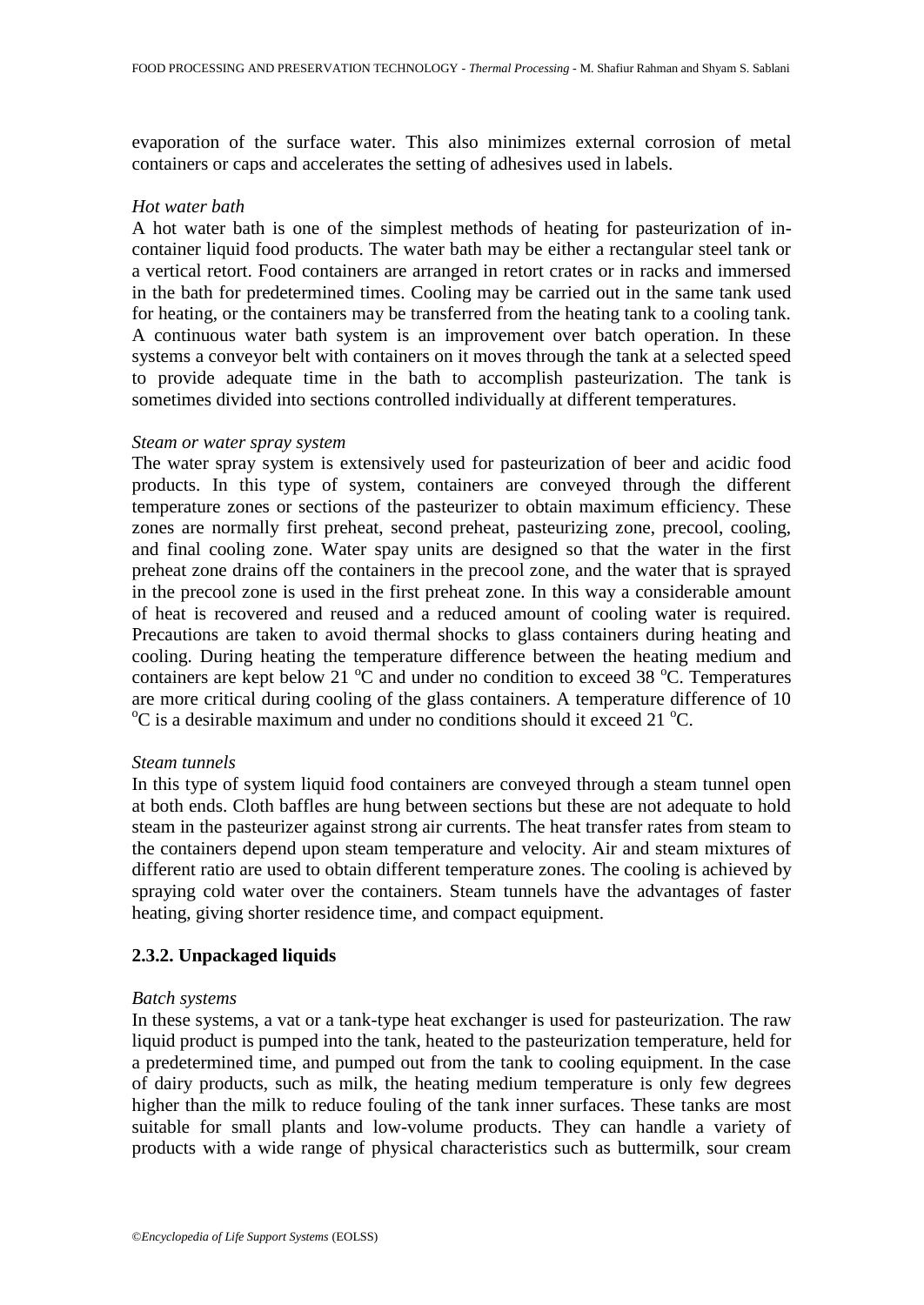evaporation of the surface water. This also minimizes external corrosion of metal containers or caps and accelerates the setting of adhesives used in labels.

*Hot water bath*

A hot water bath is one of the simplest methods of heating for pasteurization of in-container liquid food products. The water bath may be either a rectangular steel tank or a vertical retort. Food containers are arranged in retort crates or in racks and immersed in the bath for predetermined times. Cooling may be carried out in the same tank used for heating, or the containers may be transferred from the heating tank to a cooling tank. A continuous water bath system is an improvement over batch operation. In these systems a conveyor belt with containers on it moves through the tank at a selected speed to provide adequate time in the bath to accomplish pasteurization. The tank is sometimes divided into sections controlled individually at different temperatures.

*Steam or water spray system*

The water spray system is extensively used for pasteurization of beer and acidic food products. In this type of system, containers are conveyed through the different temperature zones or sections of the pasteurizer to obtain maximum efficiency. These zones are normally first preheat, second preheat, pasteurizing zone, precool, cooling, and final cooling zone. Water spay units are designed so that the water in the first preheat zone drains off the containers in the precool zone, and the water that is sprayed in the precool zone is used in the first preheat zone. In this way a considerable amount of heat is recovered and reused and a reduced amount of cooling water is required. Precautions are taken to avoid thermal shocks to glass containers during heating and cooling. During heating the temperature difference between the heating medium and containers are kept below 21 $^{o}$C and under no condition to exceed 38 $^{o}$C. Temperatures are more critical during cooling of the glass containers. A temperature difference of 10 $^{o}$C is a desirable maximum and under no conditions should it exceed 21 $^{o}$C.

*Steam tunnels*

In this type of system liquid food containers are conveyed through a steam tunnel open at both ends. Cloth baffles are hung between sections but these are not adequate to hold steam in the pasteurizer against strong air currents. The heat transfer rates from steam to the containers depend upon steam temperature and velocity. Air and steam mixtures of different ratio are used to obtain different temperature zones. The cooling is achieved by spraying cold water over the containers. Steam tunnels have the advantages of faster heating, giving shorter residence time, and compact equipment.

### 2.3.2. Unpackaged liquids

*Batch systems*

In these systems, a vat or a tank-type heat exchanger is used for pasteurization. The raw liquid product is pumped into the tank, heated to the pasteurization temperature, held for a predetermined time, and pumped out from the tank to cooling equipment. In the case of dairy products, such as milk, the heating medium temperature is only few degrees higher than the milk to reduce fouling of the tank inner surfaces. These tanks are most suitable for small plants and low-volume products. They can handle a variety of products with a wide range of physical characteristics such as buttermilk, sour cream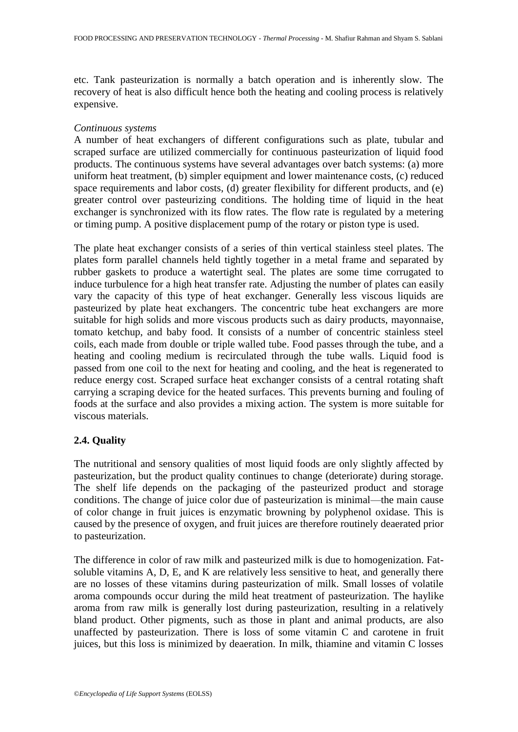etc. Tank pasteurization is normally a batch operation and is inherently slow. The recovery of heat is also difficult hence both the heating and cooling process is relatively expensive.

*Continuous systems*

A number of heat exchangers of different configurations such as plate, tubular and scraped surface are utilized commercially for continuous pasteurization of liquid food products. The continuous systems have several advantages over batch systems: (a) more uniform heat treatment, (b) simpler equipment and lower maintenance costs, (c) reduced space requirements and labor costs, (d) greater flexibility for different products, and (e) greater control over pasteurizing conditions. The holding time of liquid in the heat exchanger is synchronized with its flow rates. The flow rate is regulated by a metering or timing pump. A positive displacement pump of the rotary or piston type is used.

The plate heat exchanger consists of a series of thin vertical stainless steel plates. The plates form parallel channels held tightly together in a metal frame and separated by rubber gaskets to produce a watertight seal. The plates are some time corrugated to induce turbulence for a high heat transfer rate. Adjusting the number of plates can easily vary the capacity of this type of heat exchanger. Generally less viscous liquids are pasteurized by plate heat exchangers. The concentric tube heat exchangers are more suitable for high solids and more viscous products such as dairy products, mayonnaise, tomato ketchup, and baby food. It consists of a number of concentric stainless steel coils, each made from double or triple walled tube. Food passes through the tube, and a heating and cooling medium is recirculated through the tube walls. Liquid food is passed from one coil to the next for heating and cooling, and the heat is regenerated to reduce energy cost. Scraped surface heat exchanger consists of a central rotating shaft carrying a scraping device for the heated surfaces. This prevents burning and fouling of foods at the surface and also provides a mixing action. The system is more suitable for viscous materials.

## 2.4. Quality

The nutritional and sensory qualities of most liquid foods are only slightly affected by pasteurization, but the product quality continues to change (deteriorate) during storage. The shelf life depends on the packaging of the pasteurized product and storage conditions. The change of juice color due of pasteurization is minimal—the main cause of color change in fruit juices is enzymatic browning by polyphenol oxidase. This is caused by the presence of oxygen, and fruit juices are therefore routinely deaerated prior to pasteurization.

The difference in color of raw milk and pasteurized milk is due to homogenization. Fat-soluble vitamins A, D, E, and K are relatively less sensitive to heat, and generally there are no losses of these vitamins during pasteurization of milk. Small losses of volatile aroma compounds occur during the mild heat treatment of pasteurization. The haylike aroma from raw milk is generally lost during pasteurization, resulting in a relatively bland product. Other pigments, such as those in plant and animal products, are also unaffected by pasteurization. There is loss of some vitamin C and carotene in fruit juices, but this loss is minimized by deaeration. In milk, thiamine and vitamin C losses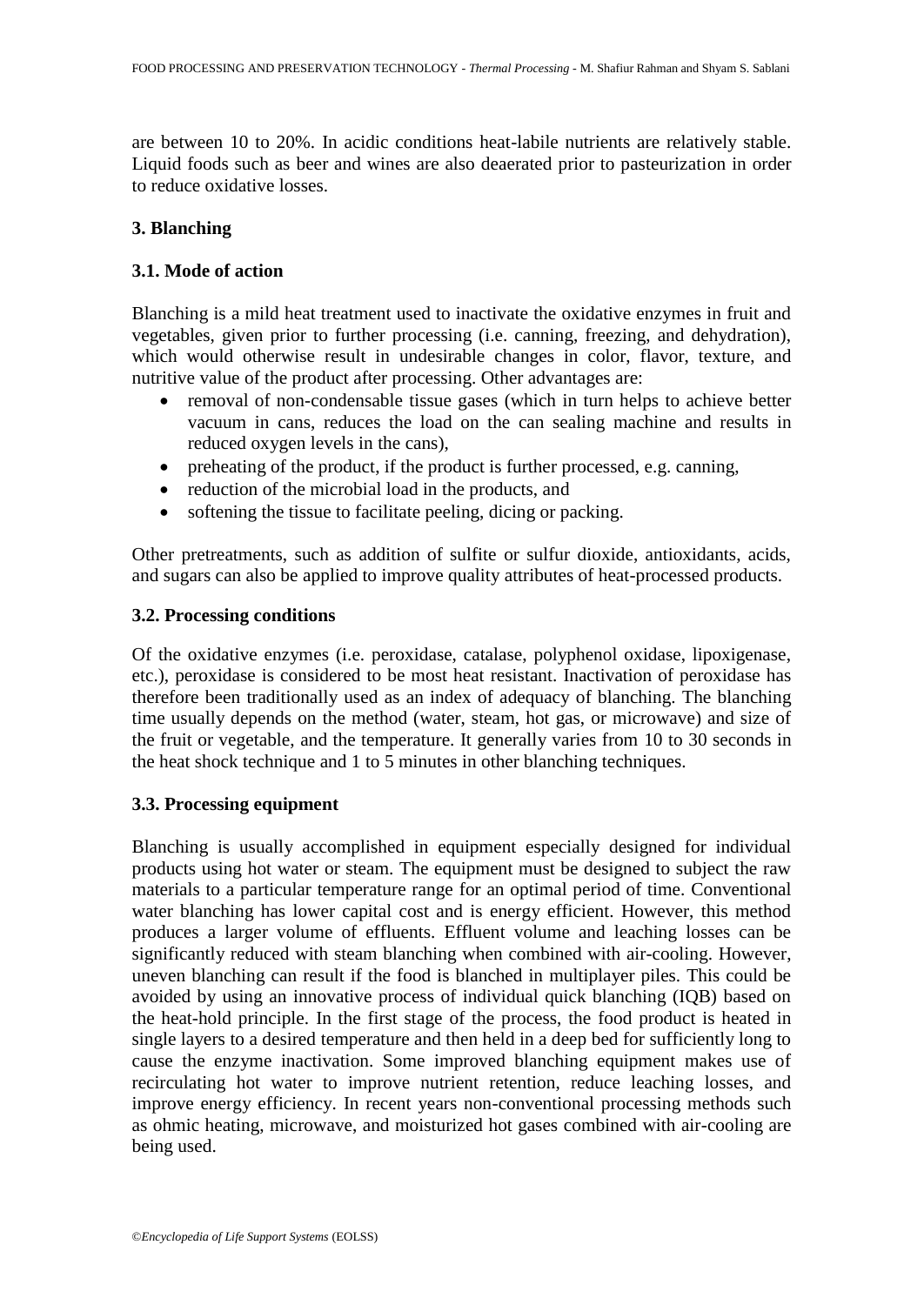are between 10 to 20%. In acidic conditions heat-labile nutrients are relatively stable. Liquid foods such as beer and wines are also deaerated prior to pasteurization in order to reduce oxidative losses.

## 3. Blanching

### 3.1. Mode of action

Blanching is a mild heat treatment used to inactivate the oxidative enzymes in fruit and vegetables, given prior to further processing (i.e. canning, freezing, and dehydration), which would otherwise result in undesirable changes in color, flavor, texture, and nutritive value of the product after processing. Other advantages are:

- removal of non-condensable tissue gases (which in turn helps to achieve better vacuum in cans, reduces the load on the can sealing machine and results in reduced oxygen levels in the cans),
- preheating of the product, if the product is further processed, e.g. canning,
- reduction of the microbial load in the products, and
- softening the tissue to facilitate peeling, dicing or packing.

Other pretreatments, such as addition of sulfite or sulfur dioxide, antioxidants, acids, and sugars can also be applied to improve quality attributes of heat-processed products.

### 3.2. Processing conditions

Of the oxidative enzymes (i.e. peroxidase, catalase, polyphenol oxidase, lipoxigenase, etc.), peroxidase is considered to be most heat resistant. Inactivation of peroxidase has therefore been traditionally used as an index of adequacy of blanching. The blanching time usually depends on the method (water, steam, hot gas, or microwave) and size of the fruit or vegetable, and the temperature. It generally varies from 10 to 30 seconds in the heat shock technique and 1 to 5 minutes in other blanching techniques.

### 3.3. Processing equipment

Blanching is usually accomplished in equipment especially designed for individual products using hot water or steam. The equipment must be designed to subject the raw materials to a particular temperature range for an optimal period of time. Conventional water blanching has lower capital cost and is energy efficient. However, this method produces a larger volume of effluents. Effluent volume and leaching losses can be significantly reduced with steam blanching when combined with air-cooling. However, uneven blanching can result if the food is blanched in multiplayer piles. This could be avoided by using an innovative process of individual quick blanching (IQB) based on the heat-hold principle. In the first stage of the process, the food product is heated in single layers to a desired temperature and then held in a deep bed for sufficiently long to cause the enzyme inactivation. Some improved blanching equipment makes use of recirculating hot water to improve nutrient retention, reduce leaching losses, and improve energy efficiency. In recent years non-conventional processing methods such as ohmic heating, microwave, and moisturized hot gases combined with air-cooling are being used.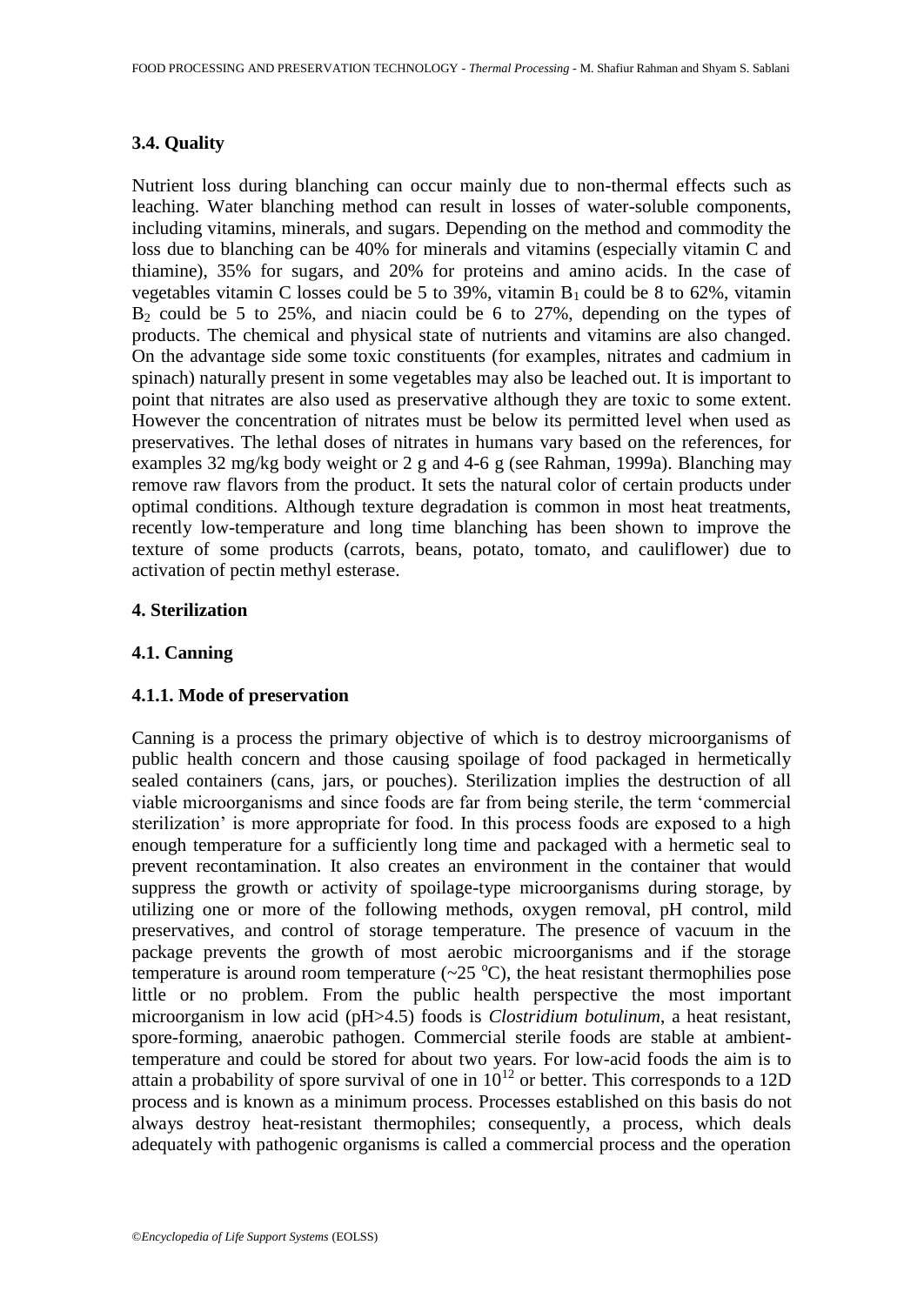### 3.4. Quality

Nutrient loss during blanching can occur mainly due to non-thermal effects such as leaching. Water blanching method can result in losses of water-soluble components, including vitamins, minerals, and sugars. Depending on the method and commodity the loss due to blanching can be 40% for minerals and vitamins (especially vitamin C and thiamine), 35% for sugars, and 20% for proteins and amino acids. In the case of vegetables vitamin C losses could be 5 to 39%, vitamin $B_1$ could be 8 to 62%, vitamin $B_2$ could be 5 to 25%, and niacin could be 6 to 27%, depending on the types of products. The chemical and physical state of nutrients and vitamins are also changed. On the advantage side some toxic constituents (for examples, nitrates and cadmium in spinach) naturally present in some vegetables may also be leached out. It is important to point that nitrates are also used as preservative although they are toxic to some extent. However the concentration of nitrates must be below its permitted level when used as preservatives. The lethal doses of nitrates in humans vary based on the references, for examples 32 mg/kg body weight or 2 g and 4-6 g (see Rahman, 1999a). Blanching may remove raw flavors from the product. It sets the natural color of certain products under optimal conditions. Although texture degradation is common in most heat treatments, recently low-temperature and long time blanching has been shown to improve the texture of some products (carrots, beans, potato, tomato, and cauliflower) due to activation of pectin methyl esterase.

## 4. Sterilization

### 4.1. Canning

#### 4.1.1. Mode of preservation

Canning is a process the primary objective of which is to destroy microorganisms of public health concern and those causing spoilage of food packaged in hermetically sealed containers (cans, jars, or pouches). Sterilization implies the destruction of all viable microorganisms and since foods are far from being sterile, the term 'commercial sterilization' is more appropriate for food. In this process foods are exposed to a high enough temperature for a sufficiently long time and packaged with a hermetic seal to prevent recontamination. It also creates an environment in the container that would suppress the growth or activity of spoilage-type microorganisms during storage, by utilizing one or more of the following methods, oxygen removal, pH control, mild preservatives, and control of storage temperature. The presence of vacuum in the package prevents the growth of most aerobic microorganisms and if the storage temperature is around room temperature (~25 $^oC$), the heat resistant thermophilies pose little or no problem. From the public health perspective the most important microorganism in low acid (pH>4.5) foods is *Clostridium botulinum*, a heat resistant, spore-forming, anaerobic pathogen. Commercial sterile foods are stable at ambient-temperature and could be stored for about two years. For low-acid foods the aim is to attain a probability of spore survival of one in $10^{12}$ or better. This corresponds to a 12D process and is known as a minimum process. Processes established on this basis do not always destroy heat-resistant thermophiles; consequently, a process, which deals adequately with pathogenic organisms is called a commercial process and the operation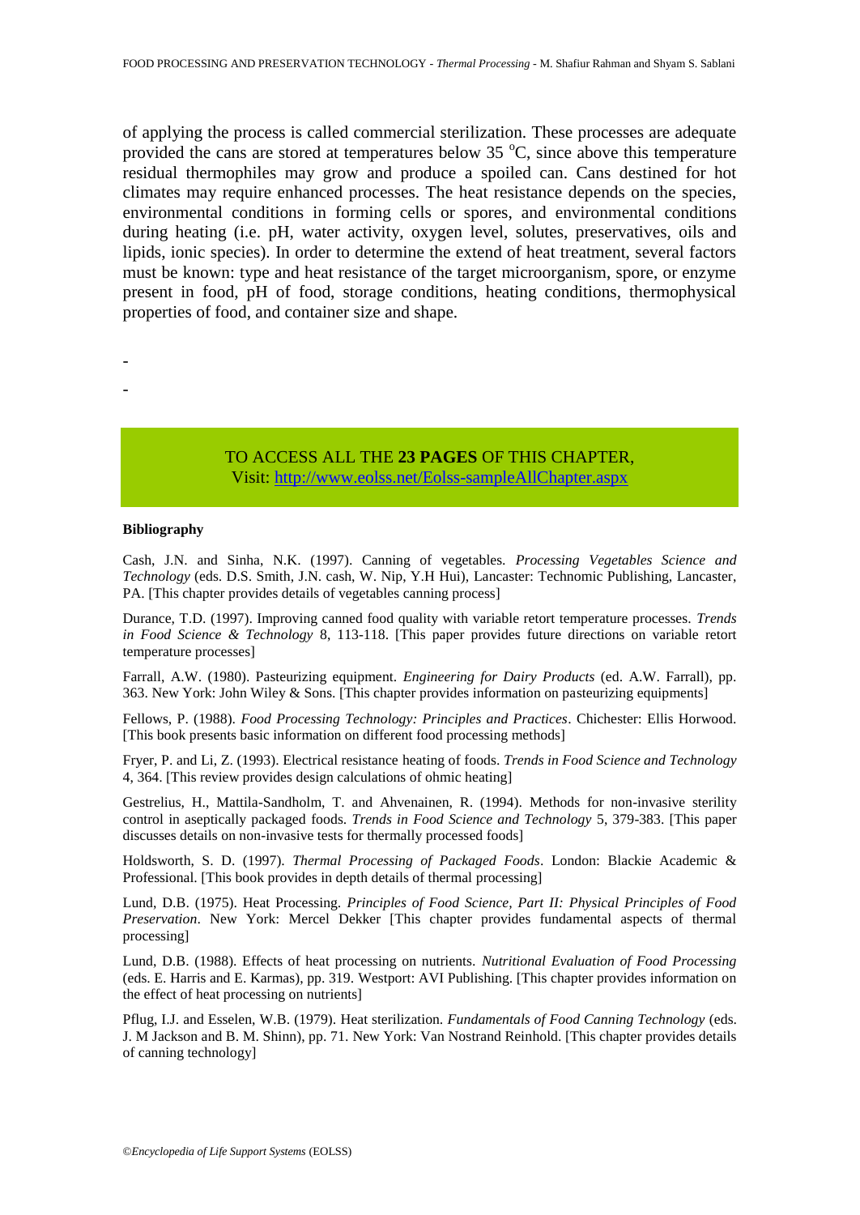of applying the process is called commercial sterilization. These processes are adequate provided the cans are stored at temperatures below 35 $^{o}$C, since above this temperature residual thermophiles may grow and produce a spoiled can. Cans destined for hot climates may require enhanced processes. The heat resistance depends on the species, environmental conditions in forming cells or spores, and environmental conditions during heating (i.e. pH, water activity, oxygen level, solutes, preservatives, oils and lipids, ionic species). In order to determine the extend of heat treatment, several factors must be known: type and heat resistance of the target microorganism, spore, or enzyme present in food, pH of food, storage conditions, heating conditions, thermophysical properties of food, and container size and shape.

-

-

TO ACCESS ALL THE **23 PAGES** OF THIS CHAPTER,
Visit: [http://www.eolss.net/Eolss-sampleAllChapter.aspx](http://www.eolss.net/Eolss-sampleAllChapter.aspx)

**Bibliography**

Cash, J.N. and Sinha, N.K. (1997). Canning of vegetables. *Processing Vegetables Science and Technology* (eds. D.S. Smith, J.N. cash, W. Nip, Y.H Hui), Lancaster: Technomic Publishing, Lancaster, PA. [This chapter provides details of vegetables canning process]

Durance, T.D. (1997). Improving canned food quality with variable retort temperature processes. *Trends in Food Science & Technology* 8, 113-118. [This paper provides future directions on variable retort temperature processes]

Farrall, A.W. (1980). Pasteurizing equipment. *Engineering for Dairy Products* (ed. A.W. Farrall), pp. 363. New York: John Wiley & Sons. [This chapter provides information on pasteurizing equipments]

Fellows, P. (1988). *Food Processing Technology: Principles and Practices*. Chichester: Ellis Horwood. [This book presents basic information on different food processing methods]

Fryer, P. and Li, Z. (1993). Electrical resistance heating of foods. *Trends in Food Science and Technology* 4, 364. [This review provides design calculations of ohmic heating]

Gestrelius, H., Mattila-Sandholm, T. and Ahvenainen, R. (1994). Methods for non-invasive sterility control in aseptically packaged foods. *Trends in Food Science and Technology* 5, 379-383. [This paper discusses details on non-invasive tests for thermally processed foods]

Holdsworth, S. D. (1997). *Thermal Processing of Packaged Foods*. London: Blackie Academic & Professional. [This book provides in depth details of thermal processing]

Lund, D.B. (1975). Heat Processing. *Principles of Food Science, Part II: Physical Principles of Food Preservation*. New York: Mercel Dekker [This chapter provides fundamental aspects of thermal processing]

Lund, D.B. (1988). Effects of heat processing on nutrients. *Nutritional Evaluation of Food Processing* (eds. E. Harris and E. Karmas), pp. 319. Westport: AVI Publishing. [This chapter provides information on the effect of heat processing on nutrients]

Pflug, I.J. and Esselen, W.B. (1979). Heat sterilization. *Fundamentals of Food Canning Technology* (eds. J. M Jackson and B. M. Shinn), pp. 71. New York: Van Nostrand Reinhold. [This chapter provides details of canning technology]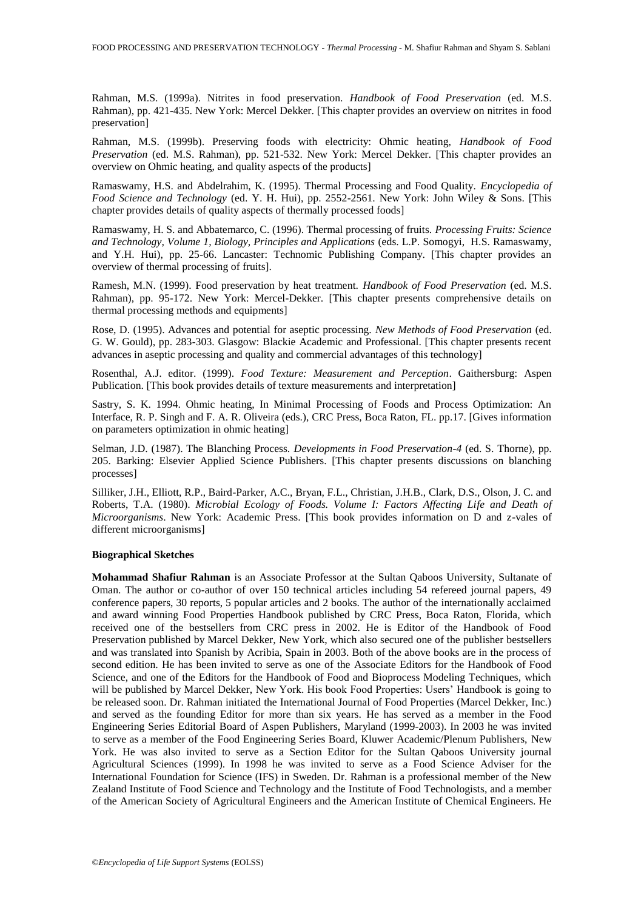Rahman, M.S. (1999a). Nitrites in food preservation. *Handbook of Food Preservation* (ed. M.S. Rahman), pp. 421-435. New York: Mercel Dekker. [This chapter provides an overview on nitrites in food preservation]

Rahman, M.S. (1999b). Preserving foods with electricity: Ohmic heating, *Handbook of Food Preservation* (ed. M.S. Rahman), pp. 521-532. New York: Mercel Dekker. [This chapter provides an overview on Ohmic heating, and quality aspects of the products]

Ramaswamy, H.S. and Abdelrahim, K. (1995). Thermal Processing and Food Quality. *Encyclopedia of Food Science and Technology* (ed. Y. H. Hui), pp. 2552-2561. New York: John Wiley & Sons. [This chapter provides details of quality aspects of thermally processed foods]

Ramaswamy, H. S. and Abbatemarco, C. (1996). Thermal processing of fruits. *Processing Fruits: Science and Technology, Volume 1, Biology, Principles and Applications* (eds. L.P. Somogyi, H.S. Ramaswamy, and Y.H. Hui), pp. 25-66. Lancaster: Technomic Publishing Company. [This chapter provides an overview of thermal processing of fruits].

Ramesh, M.N. (1999). Food preservation by heat treatment. *Handbook of Food Preservation* (ed. M.S. Rahman), pp. 95-172. New York: Mercel-Dekker. [This chapter presents comprehensive details on thermal processing methods and equipments]

Rose, D. (1995). Advances and potential for aseptic processing. *New Methods of Food Preservation* (ed. G. W. Gould), pp. 283-303. Glasgow: Blackie Academic and Professional. [This chapter presents recent advances in aseptic processing and quality and commercial advantages of this technology]

Rosenthal, A.J. editor. (1999). *Food Texture: Measurement and Perception*. Gaithersburg: Aspen Publication. [This book provides details of texture measurements and interpretation]

Sastry, S. K. 1994. Ohmic heating, In Minimal Processing of Foods and Process Optimization: An Interface, R. P. Singh and F. A. R. Oliveira (eds.), CRC Press, Boca Raton, FL. pp.17. [Gives information on parameters optimization in ohmic heating]

Selman, J.D. (1987). The Blanching Process. *Developments in Food Preservation-4* (ed. S. Thorne), pp. 205. Barking: Elsevier Applied Science Publishers. [This chapter presents discussions on blanching processes]

Silliker, J.H., Elliott, R.P., Baird-Parker, A.C., Bryan, F.L., Christian, J.H.B., Clark, D.S., Olson, J. C. and Roberts, T.A. (1980). *Microbial Ecology of Foods. Volume I: Factors Affecting Life and Death of Microorganisms*. New York: Academic Press. [This book provides information on D and z-vales of different microorganisms]

**Biographical Sketches**

**Mohammad Shafiur Rahman** is an Associate Professor at the Sultan Qaboos University, Sultanate of Oman. The author or co-author of over 150 technical articles including 54 refereed journal papers, 49 conference papers, 30 reports, 5 popular articles and 2 books. The author of the internationally acclaimed and award winning Food Properties Handbook published by CRC Press, Boca Raton, Florida, which received one of the bestsellers from CRC press in 2002. He is Editor of the Handbook of Food Preservation published by Marcel Dekker, New York, which also secured one of the publisher bestsellers and was translated into Spanish by Acribia, Spain in 2003. Both of the above books are in the process of second edition. He has been invited to serve as one of the Associate Editors for the Handbook of Food Science, and one of the Editors for the Handbook of Food and Bioprocess Modeling Techniques, which will be published by Marcel Dekker, New York. His book Food Properties: Users' Handbook is going to be released soon. Dr. Rahman initiated the International Journal of Food Properties (Marcel Dekker, Inc.) and served as the founding Editor for more than six years. He has served as a member in the Food Engineering Series Editorial Board of Aspen Publishers, Maryland (1999-2003). In 2003 he was invited to serve as a member of the Food Engineering Series Board, Kluwer Academic/Plenum Publishers, New York. He was also invited to serve as a Section Editor for the Sultan Qaboos University journal Agricultural Sciences (1999). In 1998 he was invited to serve as a Food Science Adviser for the International Foundation for Science (IFS) in Sweden. Dr. Rahman is a professional member of the New Zealand Institute of Food Science and Technology and the Institute of Food Technologists, and a member of the American Society of Agricultural Engineers and the American Institute of Chemical Engineers. He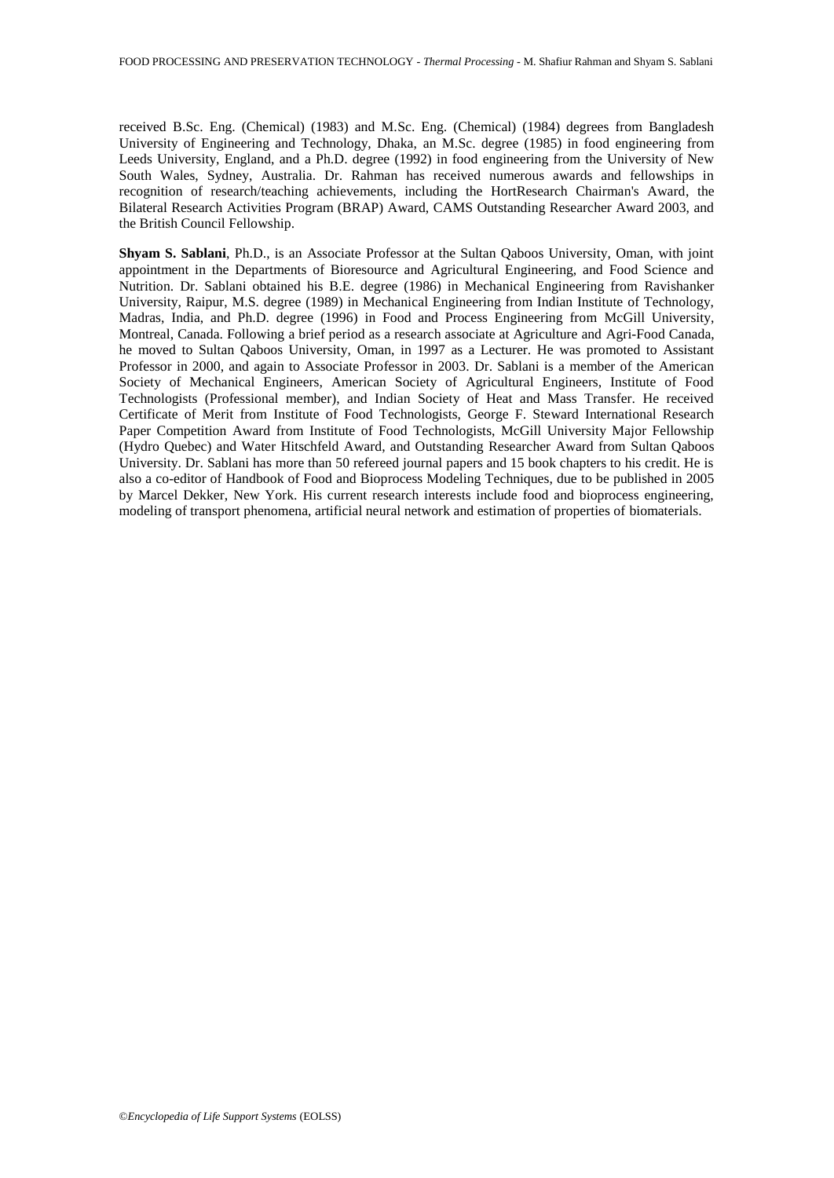received B.Sc. Eng. (Chemical) (1983) and M.Sc. Eng. (Chemical) (1984) degrees from Bangladesh University of Engineering and Technology, Dhaka, an M.Sc. degree (1985) in food engineering from Leeds University, England, and a Ph.D. degree (1992) in food engineering from the University of New South Wales, Sydney, Australia. Dr. Rahman has received numerous awards and fellowships in recognition of research/teaching achievements, including the HortResearch Chairman's Award, the Bilateral Research Activities Program (BRAP) Award, CAMS Outstanding Researcher Award 2003, and the British Council Fellowship.

**Shyam S. Sablani**, Ph.D., is an Associate Professor at the Sultan Qaboos University, Oman, with joint appointment in the Departments of Bioresource and Agricultural Engineering, and Food Science and Nutrition. Dr. Sablani obtained his B.E. degree (1986) in Mechanical Engineering from Ravishanker University, Raipur, M.S. degree (1989) in Mechanical Engineering from Indian Institute of Technology, Madras, India, and Ph.D. degree (1996) in Food and Process Engineering from McGill University, Montreal, Canada. Following a brief period as a research associate at Agriculture and Agri-Food Canada, he moved to Sultan Qaboos University, Oman, in 1997 as a Lecturer. He was promoted to Assistant Professor in 2000, and again to Associate Professor in 2003. Dr. Sablani is a member of the American Society of Mechanical Engineers, American Society of Agricultural Engineers, Institute of Food Technologists (Professional member), and Indian Society of Heat and Mass Transfer. He received Certificate of Merit from Institute of Food Technologists, George F. Steward International Research Paper Competition Award from Institute of Food Technologists, McGill University Major Fellowship (Hydro Quebec) and Water Hitschfeld Award, and Outstanding Researcher Award from Sultan Qaboos University. Dr. Sablani has more than 50 refereed journal papers and 15 book chapters to his credit. He is also a co-editor of Handbook of Food and Bioprocess Modeling Techniques, due to be published in 2005 by Marcel Dekker, New York. His current research interests include food and bioprocess engineering, modeling of transport phenomena, artificial neural network and estimation of properties of biomaterials.